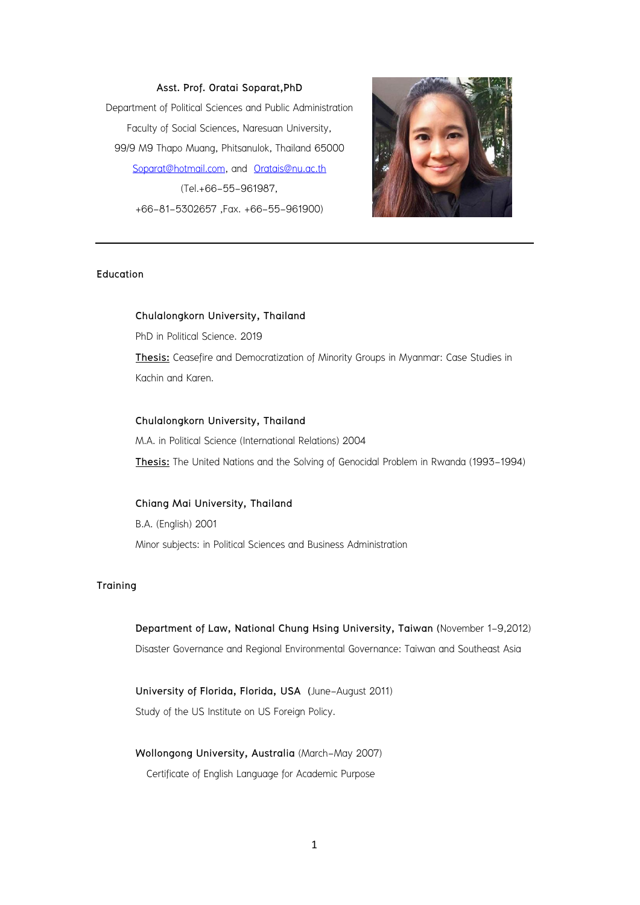**Asst. Prof. Oratai Soparat,PhD**

Department of Political Sciences and Public Administration

Faculty of Social Sciences, Naresuan University,

99/9 M9 Thapo Muang, Phitsanulok, Thailand 65000

Soparat@hotmail.com, and Oratais@nu.ac.th

(Tel.+66-55-961987,

+66-81-5302657 ,Fax. +66-55-961900)

---

## Education

**Chulalongkorn University, Thailand**

PhD in Political Science. 2019

**Thesis:** Ceasefire and Democratization of Minority Groups in Myanmar: Case Studies in Kachin and Karen.

**Chulalongkorn University, Thailand**

M.A. in Political Science (International Relations) 2004

**Thesis:** The United Nations and the Solving of Genocidal Problem in Rwanda (1993-1994)

**Chiang Mai University, Thailand**

B.A. (English) 2001

Minor subjects: in Political Sciences and Business Administration

## Training

**Department of Law, National Chung Hsing University, Taiwan** (November 1-9,2012)

Disaster Governance and Regional Environmental Governance: Taiwan and Southeast Asia

**University of Florida, Florida, USA** (June-August 2011)

Study of the US Institute on US Foreign Policy.

**Wollongong University, Australia** (March-May 2007)

Certificate of English Language for Academic Purpose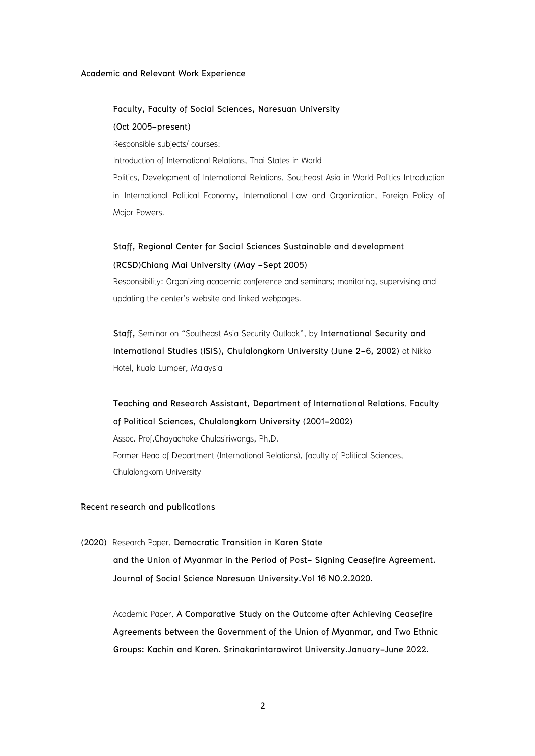## Academic and Relevant Work Experience

**Faculty, Faculty of Social Sciences, Naresuan University**
**(Oct 2005–present)**

Responsible subjects/ courses:

Introduction of International Relations, Thai States in World Politics, Development of International Relations, Southeast Asia in World Politics Introduction in International Political Economy, International Law and Organization, Foreign Policy of Major Powers.

**Staff, Regional Center for Social Sciences Sustainable and development (RCSD)Chiang Mai University (May –Sept 2005)**

Responsibility: Organizing academic conference and seminars; monitoring, supervising and updating the center's website and linked webpages.

**Staff,** Seminar on "Southeast Asia Security Outlook", by **International Security and International Studies (ISIS), Chulalongkorn University (June 2–6, 2002)** at Nikko Hotel, kuala Lumper, Malaysia

**Teaching and Research Assistant, Department of International Relations**, **Faculty of Political Sciences, Chulalongkorn University (2001–2002)**

Assoc. Prof.Chayachoke Chulasiriwongs, Ph,D.

Former Head of Department (International Relations), faculty of Political Sciences, Chulalongkorn University

## Recent research and publications

**(2020)** Research Paper, **Democratic Transition in Karen State and the Union of Myanmar in the Period of Post– Signing Ceasefire Agreement. Journal of Social Science Naresuan University.Vol 16 NO.2.2020.**

Academic Paper, **A Comparative Study on the Outcome after Achieving Ceasefire Agreements between the Government of the Union of Myanmar, and Two Ethnic Groups: Kachin and Karen. Srinakarintarawirot University.January–June 2022.**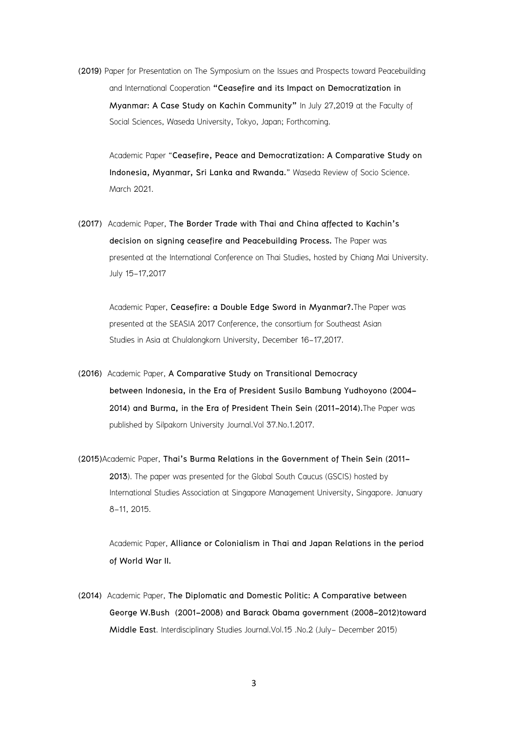**(2019)** Paper for Presentation on The Symposium on the Issues and Prospects toward Peacebuilding and International Cooperation **"Ceasefire and its Impact on Democratization in Myanmar: A Case Study on Kachin Community"** In July 27,2019 at the Faculty of Social Sciences, Waseda University, Tokyo, Japan; Forthcoming.

Academic Paper "**Ceasefire, Peace and Democratization: A Comparative Study on Indonesia, Myanmar, Sri Lanka and Rwanda.**" Waseda Review of Socio Science. March 2021.

**(2017)** Academic Paper, **The Border Trade with Thai and China affected to Kachin's decision on signing ceasefire and Peacebuilding Process.** The Paper was presented at the International Conference on Thai Studies, hosted by Chiang Mai University. July 15-17,2017

Academic Paper, **Ceasefire: a Double Edge Sword in Myanmar?.**The Paper was presented at the SEASIA 2017 Conference, the consortium for Southeast Asian Studies in Asia at Chulalongkorn University, December 16-17,2017.

**(2016)** Academic Paper, **A Comparative Study on Transitional Democracy between Indonesia, in the Era of President Susilo Bambung Yudhoyono (2004-2014) and Burma, in the Era of President Thein Sein (2011-2014).**The Paper was published by Silpakorn University Journal.Vol 37.No.1.2017.

**(2015)**Academic Paper, **Thai's Burma Relations in the Government of Thein Sein (2011-2013**). The paper was presented for the Global South Caucus (GSCIS) hosted by International Studies Association at Singapore Management University, Singapore. January 8-11, 2015.

Academic Paper, **Alliance or Colonialism in Thai and Japan Relations in the period of World War II.**

**(2014)** Academic Paper, **The Diplomatic and Domestic Politic: A Comparative between George W.Bush (2001-2008) and Barack Obama government (2008-2012)toward Middle East**. Interdisciplinary Studies Journal.Vol.15 .No.2 (July- December 2015)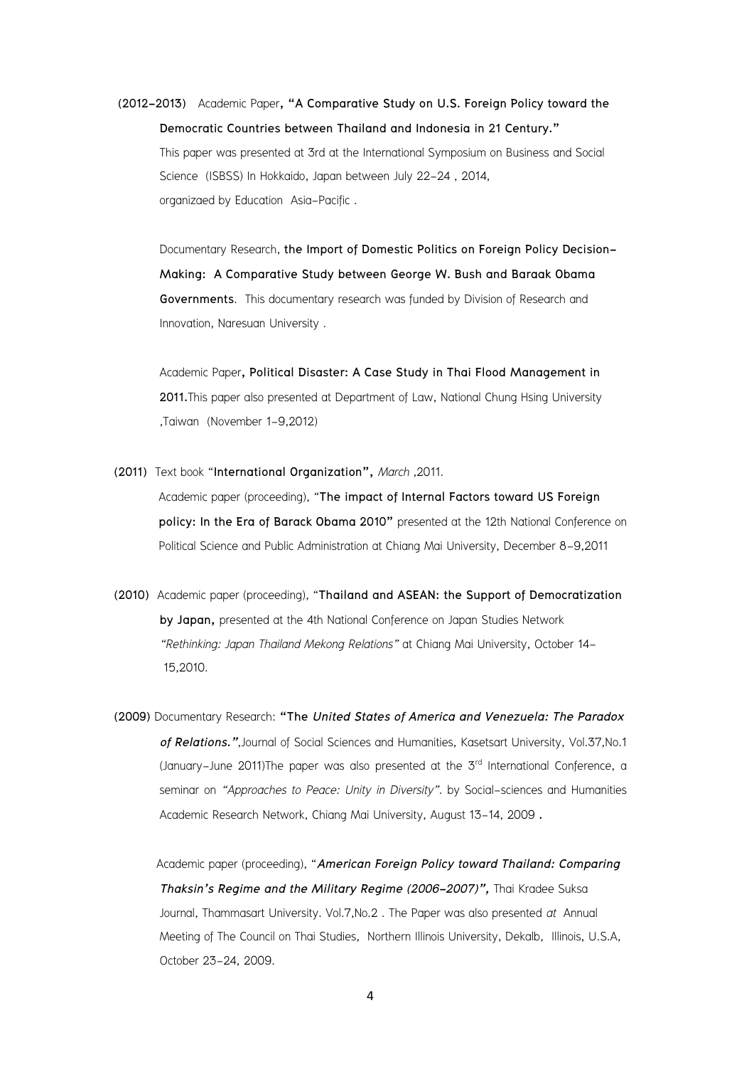**(2012-2013)** Academic Paper**, "A Comparative Study on U.S. Foreign Policy toward the Democratic Countries between Thailand and Indonesia in 21 Century."** This paper was presented at 3rd at the International Symposium on Business and Social Science (ISBSS) In Hokkaido, Japan between July 22-24 , 2014, organizaed by Education Asia-Pacific .

Documentary Research, **the Import of Domestic Politics on Foreign Policy Decision-Making: A Comparative Study between George W. Bush and Baraak Obama Governments**. This documentary research was funded by Division of Research and Innovation, Naresuan University .

Academic Paper**, Political Disaster: A Case Study in Thai Flood Management in 2011.**This paper also presented at Department of Law, National Chung Hsing University ,Taiwan (November 1-9,2012)

**(2011)** Text book "**International Organization",** *March* ,2011.

Academic paper (proceeding), "**The impact of Internal Factors toward US Foreign policy: In the Era of Barack Obama 2010"** presented at the 12th National Conference on Political Science and Public Administration at Chiang Mai University, December 8-9,2011

**(2010)** Academic paper (proceeding), "**Thailand and ASEAN: the Support of Democratization by Japan,** presented at the 4th National Conference on Japan Studies Network *"Rethinking: Japan Thailand Mekong Relations"* at Chiang Mai University, October 14-15,2010.

**(2009)** Documentary Research: **"The *United States of America and Venezuela: The Paradox of Relations."*,**Journal of Social Sciences and Humanities, Kasetsart University, Vol.37,No.1 (January-June 2011)The paper was also presented at the 3rd International Conference, a seminar on *"Approaches to Peace: Unity in Diversity"*. by Social-sciences and Humanities Academic Research Network, Chiang Mai University, August 13-14, 2009 **.**

Academic paper (proceeding), "***American Foreign Policy toward Thailand: Comparing Thaksin's Regime and the Military Regime (2006-2007)",*** Thai Kradee Suksa Journal, Thammasart University. Vol.7,No.2 . The Paper was also presented *at* Annual Meeting of The Council on Thai Studies, Northern Illinois University, Dekalb, Illinois, U.S.A, October 23-24, 2009.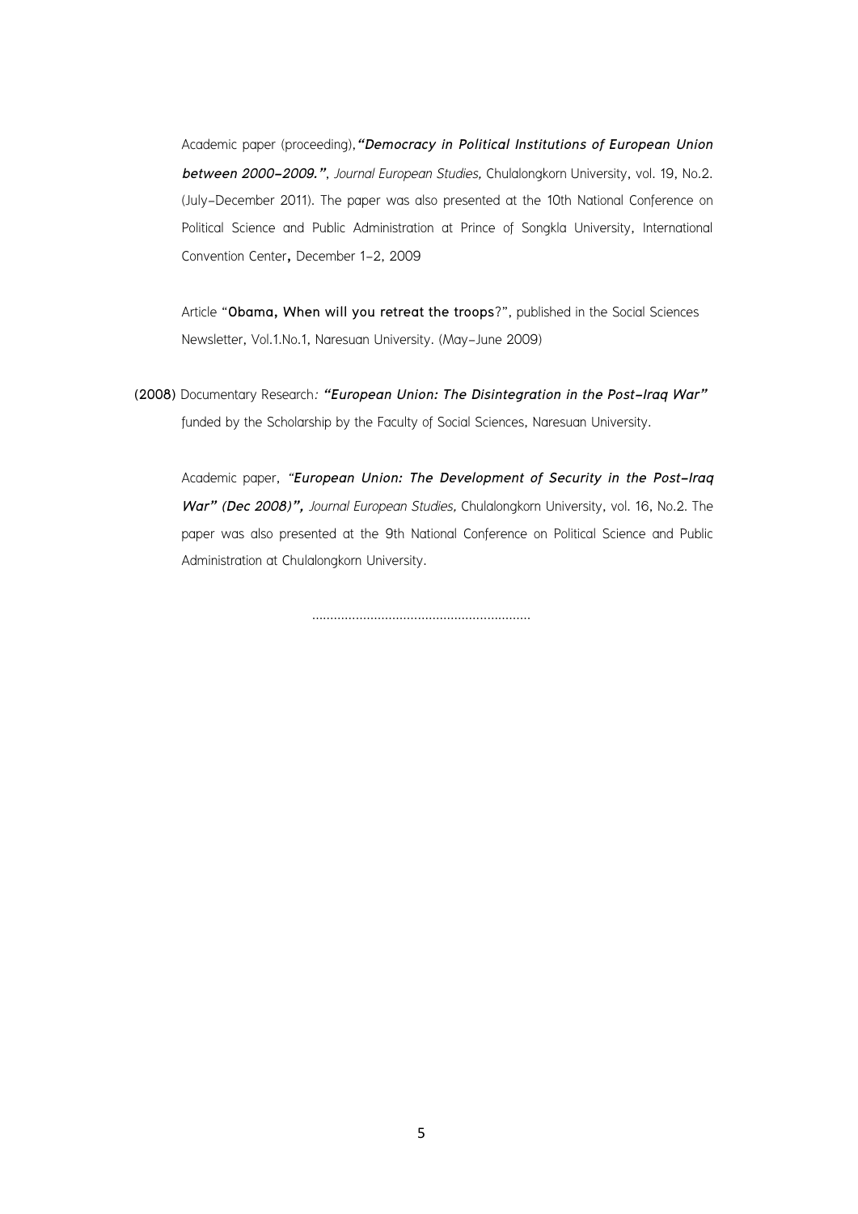Academic paper (proceeding), ***"Democracy in Political Institutions of European Union between 2000-2009."***, *Journal European Studies,* Chulalongkorn University, vol. 19, No.2. (July-December 2011). The paper was also presented at the 10th National Conference on Political Science and Public Administration at Prince of Songkla University, International Convention Center, December 1-2, 2009

Article "**Obama, When will you retreat the troops**?", published in the Social Sciences Newsletter, Vol.1.No.1, Naresuan University. (May-June 2009)

**(2008)** Documentary Research*: **"European Union: The Disintegration in the Post-Iraq War"*** funded by the Scholarship by the Faculty of Social Sciences, Naresuan University.

Academic paper, *"**European Union: The Development of Security in the Post-Iraq War" (Dec 2008)",*** *Journal European Studies,* Chulalongkorn University, vol. 16, No.2. The paper was also presented at the 9th National Conference on Political Science and Public Administration at Chulalongkorn University.

……………………………………………………